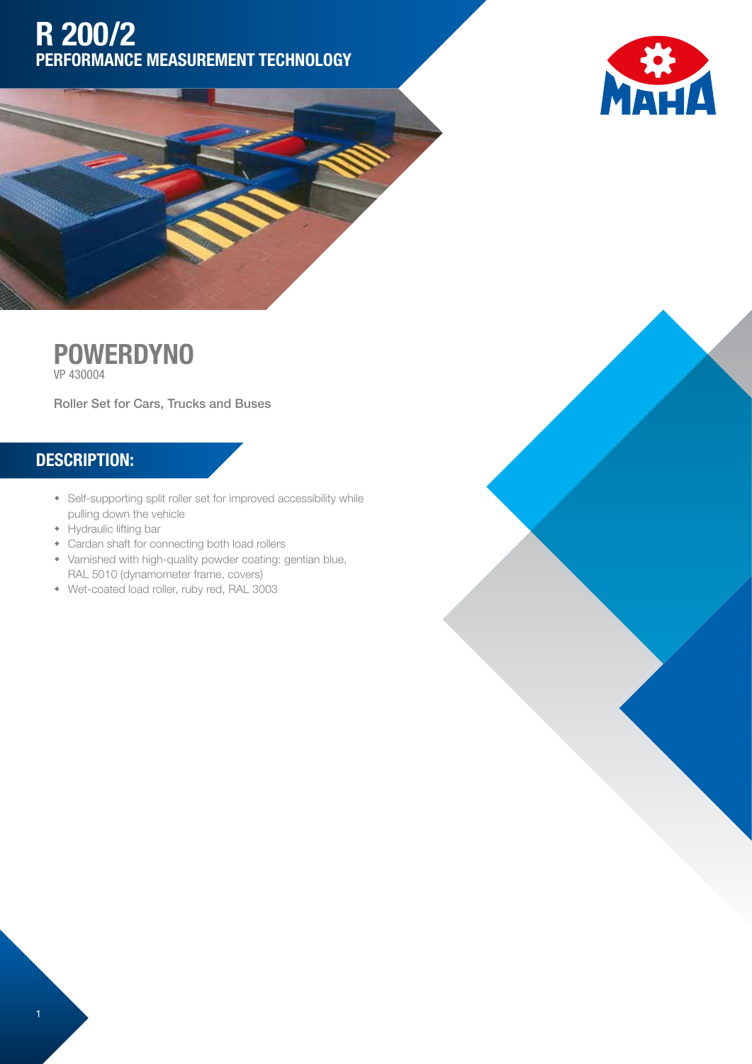# R 200/2

## PERFORMANCE MEASUREMENT TECHNOLOGY

# POWERDYNO

VP 430004

**Roller Set for Cars, Trucks and Buses**

## DESCRIPTION:

- Self-supporting split roller set for improved accessibility while pulling down the vehicle
- Hydraulic lifting bar
- Cardan shaft for connecting both load rollers
- Varnished with high-quality powder coating: gentian blue, RAL 5010 (dynamometer frame, covers)
- Wet-coated load roller, ruby red, RAL 3003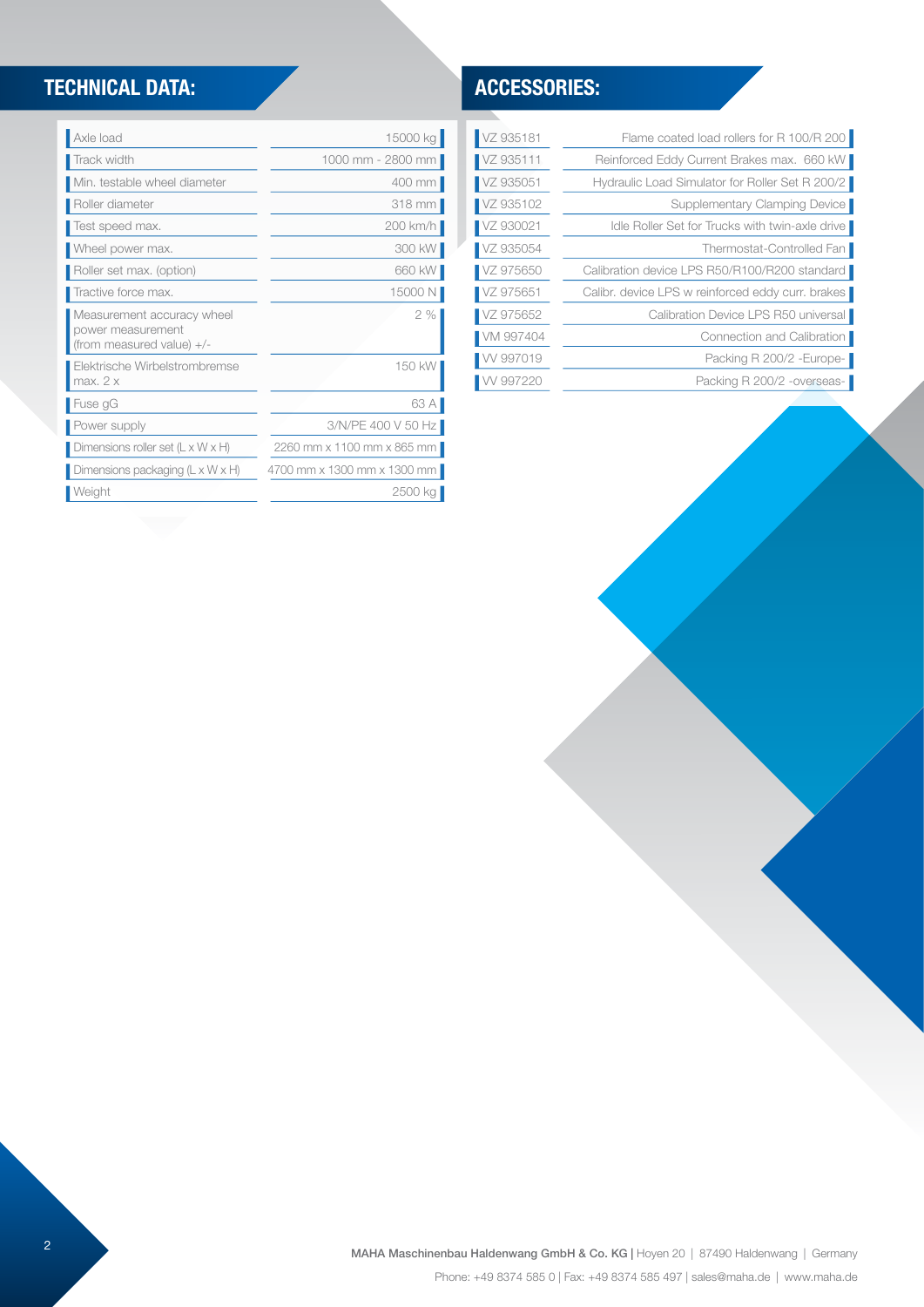## TECHNICAL DATA:

| | |
|---|---|
| Axle load | 15000 kg |
| Track width | 1000 mm - 2800 mm |
| Min. testable wheel diameter | 400 mm |
| Roller diameter | 318 mm |
| Test speed max. | 200 km/h |
| Wheel power max. | 300 kW |
| Roller set max. (option) | 660 kW |
| Tractive force max. | 15000 N |
| Measurement accuracy wheel power measurement (from measured value) +/- | 2 % |
| Elektrische Wirbelstrombremse max. 2 x | 150 kW |
| Fuse gG | 63 A |
| Power supply | 3/N/PE 400 V 50 Hz |
| Dimensions roller set (L x W x H) | 2260 mm x 1100 mm x 865 mm |
| Dimensions packaging (L x W x H) | 4700 mm x 1300 mm x 1300 mm |
| Weight | 2500 kg |

## ACCESSORIES:

| | |
|---|---|
| VZ 935181 | Flame coated load rollers for R 100/R 200 |
| VZ 935111 | Reinforced Eddy Current Brakes max. 660 kW |
| VZ 935051 | Hydraulic Load Simulator for Roller Set R 200/2 |
| VZ 935102 | Supplementary Clamping Device |
| VZ 930021 | Idle Roller Set for Trucks with twin-axle drive |
| VZ 935054 | Thermostat-Controlled Fan |
| VZ 975650 | Calibration device LPS R50/R100/R200 standard |
| VZ 975651 | Calibr. device LPS w reinforced eddy curr. brakes |
| VZ 975652 | Calibration Device LPS R50 universal |
| VM 997404 | Connection and Calibration |
| VV 997019 | Packing R 200/2 -Europe- |
| VV 997220 | Packing R 200/2 -overseas- |

**MAHA Maschinenbau Haldenwang GmbH & Co. KG** | Hoyen 20 | 87490 Haldenwang | Germany

Phone: +49 8374 585 0 | Fax: +49 8374 585 497 | sales@maha.de | www.maha.de